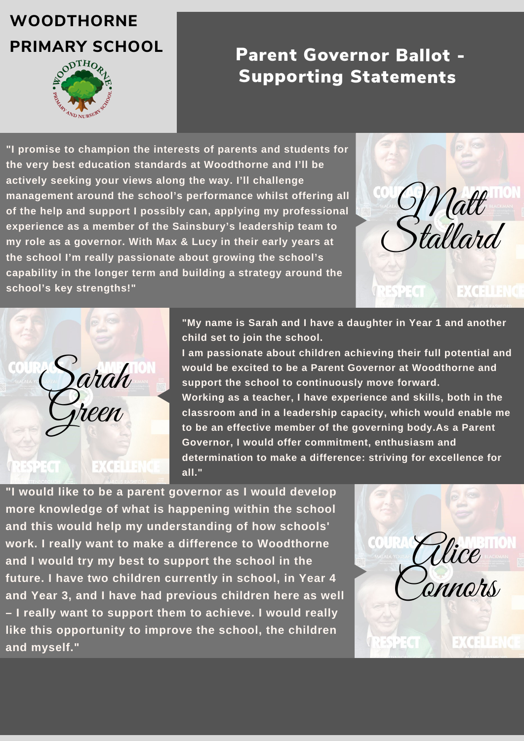# WOODTHORNE PRIMARY SCHOOL

## Parent Governor Ballot - Supporting Statements

### Matt Stallard

**"I promise to champion the interests of parents and students for the very best education standards at Woodthorne and I'll be actively seeking your views along the way. I'll challenge management around the school's performance whilst offering all of the help and support I possibly can, applying my professional experience as a member of the Sainsbury's leadership team to my role as a governor. With Max & Lucy in their early years at the school I'm really passionate about growing the school's capability in the longer term and building a strategy around the school's key strengths!"**

### Sarah Green

**"My name is Sarah and I have a daughter in Year 1 and another child set to join the school.**
**I am passionate about children achieving their full potential and would be excited to be a Parent Governor at Woodthorne and support the school to continuously move forward.**
**Working as a teacher, I have experience and skills, both in the classroom and in a leadership capacity, which would enable me to be an effective member of the governing body.As a Parent Governor, I would offer commitment, enthusiasm and determination to make a difference: striving for excellence for all."**

### Alice Connors

**"I would like to be a parent governor as I would develop more knowledge of what is happening within the school and this would help my understanding of how schools' work. I really want to make a difference to Woodthorne and I would try my best to support the school in the future. I have two children currently in school, in Year 4 and Year 3, and I have had previous children here as well – I really want to support them to achieve. I would really like this opportunity to improve the school, the children and myself."**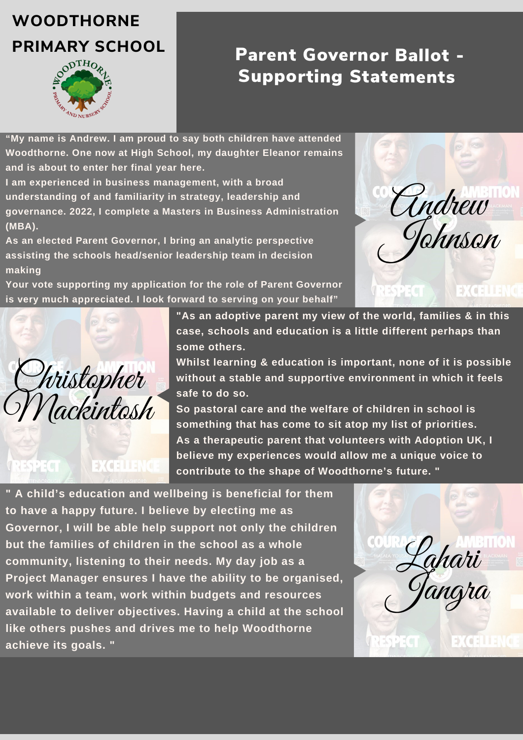# WOODTHORNE PRIMARY SCHOOL

## Parent Governor Ballot - Supporting Statements

### Andrew Johnson

"My name is Andrew. I am proud to say both children have attended Woodthorne. One now at High School, my daughter Eleanor remains and is about to enter her final year here.
I am experienced in business management, with a broad understanding of and familiarity in strategy, leadership and governance. 2022, I complete a Masters in Business Administration (MBA).
As an elected Parent Governor, I bring an analytic perspective assisting the schools head/senior leadership team in decision making
Your vote supporting my application for the role of Parent Governor is very much appreciated. I look forward to serving on your behalf"

### Christopher Mackintosh

"As an adoptive parent my view of the world, families & in this case, schools and education is a little different perhaps than some others.
Whilst learning & education is important, none of it is possible without a stable and supportive environment in which it feels safe to do so.
So pastoral care and the welfare of children in school is something that has come to sit atop my list of priorities.
As a therapeutic parent that volunteers with Adoption UK, I believe my experiences would allow me a unique voice to contribute to the shape of Woodthorne's future. "

### Lahari Jangra

" A child's education and wellbeing is beneficial for them to have a happy future. I believe by electing me as Governor, I will be able help support not only the children but the families of children in the school as a whole community, listening to their needs. My day job as a Project Manager ensures I have the ability to be organised, work within a team, work within budgets and resources available to deliver objectives. Having a child at the school like others pushes and drives me to help Woodthorne achieve its goals. "